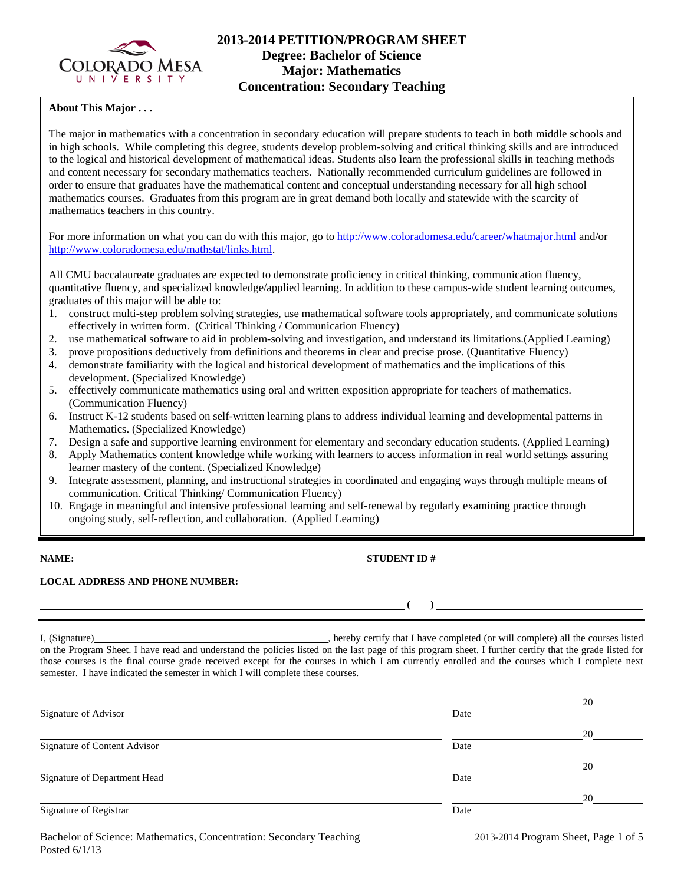# 2013-2014 PETITION/PROGRAM SHEET
## Degree: Bachelor of Science
## Major: Mathematics
## Concentration: Secondary Teaching

**About This Major . . .**

The major in mathematics with a concentration in secondary education will prepare students to teach in both middle schools and in high schools. While completing this degree, students develop problem-solving and critical thinking skills and are introduced to the logical and historical development of mathematical ideas. Students also learn the professional skills in teaching methods and content necessary for secondary mathematics teachers. Nationally recommended curriculum guidelines are followed in order to ensure that graduates have the mathematical content and conceptual understanding necessary for all high school mathematics courses. Graduates from this program are in great demand both locally and statewide with the scarcity of mathematics teachers in this country.

For more information on what you can do with this major, go to http://www.coloradomesa.edu/career/whatmajor.html and/or http://www.coloradomesa.edu/mathstat/links.html.

All CMU baccalaureate graduates are expected to demonstrate proficiency in critical thinking, communication fluency, quantitative fluency, and specialized knowledge/applied learning. In addition to these campus-wide student learning outcomes, graduates of this major will be able to:

1. construct multi-step problem solving strategies, use mathematical software tools appropriately, and communicate solutions effectively in written form. (Critical Thinking / Communication Fluency)
2. use mathematical software to aid in problem-solving and investigation, and understand its limitations.(Applied Learning)
3. prove propositions deductively from definitions and theorems in clear and precise prose. (Quantitative Fluency)
4. demonstrate familiarity with the logical and historical development of mathematics and the implications of this development. **(**Specialized Knowledge)
5. effectively communicate mathematics using oral and written exposition appropriate for teachers of mathematics. (Communication Fluency)
6. Instruct K-12 students based on self-written learning plans to address individual learning and developmental patterns in Mathematics. (Specialized Knowledge)
7. Design a safe and supportive learning environment for elementary and secondary education students. (Applied Learning)
8. Apply Mathematics content knowledge while working with learners to access information in real world settings assuring learner mastery of the content. (Specialized Knowledge)
9. Integrate assessment, planning, and instructional strategies in coordinated and engaging ways through multiple means of communication. Critical Thinking/ Communication Fluency)
10. Engage in meaningful and intensive professional learning and self-renewal by regularly examining practice through ongoing study, self-reflection, and collaboration. (Applied Learning)

**NAME:** ______________________________ **STUDENT ID #** ______________________________

**LOCAL ADDRESS AND PHONE NUMBER:** ______________________________

______________________________ **( )** ______________________________

I, (Signature)______________________________, hereby certify that I have completed (or will complete) all the courses listed on the Program Sheet. I have read and understand the policies listed on the last page of this program sheet. I further certify that the grade listed for those courses is the final course grade received except for the courses in which I am currently enrolled and the courses which I complete next semester. I have indicated the semester in which I will complete these courses.

______________________________ ______________ 20______
Signature of Advisor Date

______________________________ ______________ 20______
Signature of Content Advisor Date

______________________________ ______________ 20______
Signature of Department Head Date

______________________________ ______________ 20______
Signature of Registrar Date

Bachelor of Science: Mathematics, Concentration: Secondary Teaching
Posted 6/1/13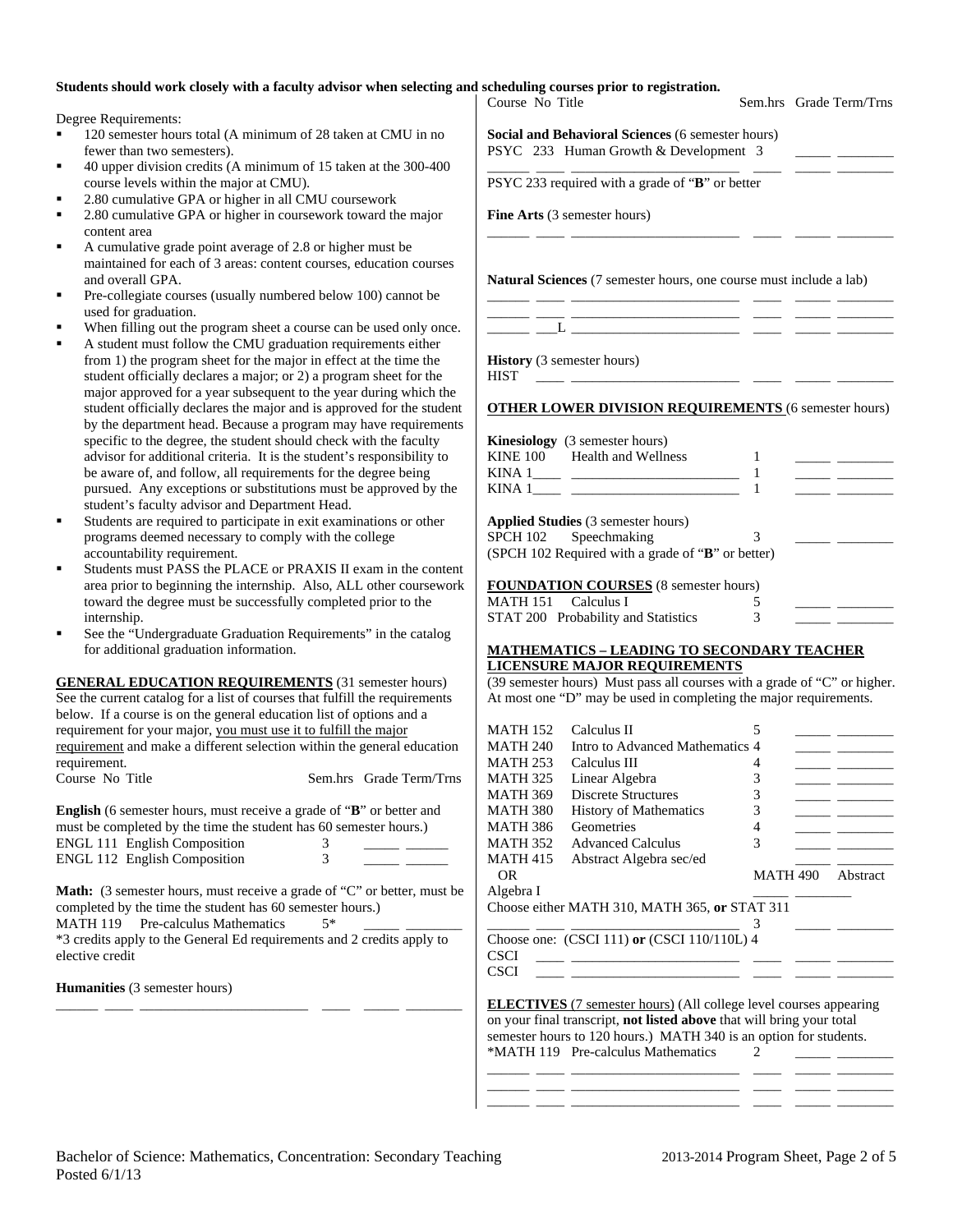**Students should work closely with a faculty advisor when selecting and scheduling courses prior to registration.**

Degree Requirements:

- 120 semester hours total (A minimum of 28 taken at CMU in no fewer than two semesters).
- 40 upper division credits (A minimum of 15 taken at the 300-400 course levels within the major at CMU).
- 2.80 cumulative GPA or higher in all CMU coursework
- 2.80 cumulative GPA or higher in coursework toward the major content area
- A cumulative grade point average of 2.8 or higher must be maintained for each of 3 areas: content courses, education courses and overall GPA.
- Pre-collegiate courses (usually numbered below 100) cannot be used for graduation.
- When filling out the program sheet a course can be used only once.
- A student must follow the CMU graduation requirements either from 1) the program sheet for the major in effect at the time the student officially declares a major; or 2) a program sheet for the major approved for a year subsequent to the year during which the student officially declares the major and is approved for the student by the department head. Because a program may have requirements specific to the degree, the student should check with the faculty advisor for additional criteria. It is the student's responsibility to be aware of, and follow, all requirements for the degree being pursued. Any exceptions or substitutions must be approved by the student's faculty advisor and Department Head.
- Students are required to participate in exit examinations or other programs deemed necessary to comply with the college accountability requirement.
- Students must PASS the PLACE or PRAXIS II exam in the content area prior to beginning the internship. Also, ALL other coursework toward the degree must be successfully completed prior to the internship.
- See the "Undergraduate Graduation Requirements" in the catalog for additional graduation information.

**GENERAL EDUCATION REQUIREMENTS** (31 semester hours) See the current catalog for a list of courses that fulfill the requirements below. If a course is on the general education list of options and a requirement for your major, you must use it to fulfill the major requirement and make a different selection within the general education requirement.

Course No Title Sem.hrs Grade Term/Trns

**English** (6 semester hours, must receive a grade of "**B**" or better and must be completed by the time the student has 60 semester hours.)

| Course No | Title | Sem.hrs | Grade | Term/Trns |
|---|---|---|---|---|
| ENGL 111 | English Composition | 3 | _____ | ______ |
| ENGL 112 | English Composition | 3 | _____ | ______ |

**Math:** (3 semester hours, must receive a grade of "C" or better, must be completed by the time the student has 60 semester hours.)

| Course No | Title | Sem.hrs | Grade | Term/Trns |
|---|---|---|---|---|
| MATH 119 | Pre-calculus Mathematics | 5* | _____ | ________ |

*3 credits apply to the General Ed requirements and 2 credits apply to elective credit

**Humanities** (3 semester hours)

______ ____ ________________________ ____ _____ ________

Course No Title Sem.hrs Grade Term/Trns

**Social and Behavioral Sciences** (6 semester hours)

| Course No | Title | Sem.hrs | Grade | Term/Trns |
|---|---|---|---|---|
| PSYC 233 | Human Growth & Development | 3 | _____ | ________ |
| ______ ____ | ________________________ | ____ | _____ | ________ |

PSYC 233 required with a grade of "**B**" or better

**Fine Arts** (3 semester hours)

______ ____ ________________________ ____ _____ ________

**Natural Sciences** (7 semester hours, one course must include a lab)

______ ____ ________________________ ____ _____ ________
______ ____ ________________________ ____ _____ ________
______ ___L ________________________ ____ _____ ________

**History** (3 semester hours)

HIST ____ ________________________ ____ _____ ________

**OTHER LOWER DIVISION REQUIREMENTS** (6 semester hours)

**Kinesiology** (3 semester hours)

| Course No | Title | Sem.hrs | Grade | Term/Trns |
|---|---|---|---|---|
| KINE 100 | Health and Wellness | 1 | _____ | ________ |
| KINA 1____ | ________________________ | 1 | _____ | ________ |
| KINA 1____ | ________________________ | 1 | _____ | ________ |

**Applied Studies** (3 semester hours)

| Course No | Title | Sem.hrs | Grade | Term/Trns |
|---|---|---|---|---|
| SPCH 102 | Speechmaking | 3 | _____ | ________ |

(SPCH 102 Required with a grade of "**B**" or better)

**FOUNDATION COURSES** (8 semester hours)

| Course No | Title | Sem.hrs | Grade | Term/Trns |
|---|---|---|---|---|
| MATH 151 | Calculus I | 5 | _____ | ________ |
| STAT 200 | Probability and Statistics | 3 | _____ | ________ |

**MATHEMATICS – LEADING TO SECONDARY TEACHER LICENSURE MAJOR REQUIREMENTS**

(39 semester hours) Must pass all courses with a grade of "C" or higher. At most one "D" may be used in completing the major requirements.

| Course No | Title | Sem.hrs | Grade | Term/Trns |
|---|---|---|---|---|
| MATH 152 | Calculus II | 5 | _____ | ________ |
| MATH 240 | Intro to Advanced Mathematics | 4 | _____ | ________ |
| MATH 253 | Calculus III | 4 | _____ | ________ |
| MATH 325 | Linear Algebra | 3 | _____ | ________ |
| MATH 369 | Discrete Structures | 3 | _____ | ________ |
| MATH 380 | History of Mathematics | 3 | _____ | ________ |
| MATH 386 | Geometries | 4 | _____ | ________ |
| MATH 352 | Advanced Calculus | 3 | _____ | ________ |
| MATH 415 | Abstract Algebra sec/ed | | _____ | ________ |
| OR | | MATH 490 | Abstract | |
| Algebra I | | | _____ | ________ |

Choose either MATH 310, MATH 365, **or** STAT 311

______ ____ ________________________ 3 _____ ________

Choose one: (CSCI 111) **or** (CSCI 110/110L) 4

CSCI ____ ________________________ ____ _____ ________
CSCI ____ ________________________ ____ _____ ________

**ELECTIVES** (7 semester hours) (All college level courses appearing on your final transcript, **not listed above** that will bring your total semester hours to 120 hours.) MATH 340 is an option for students.

| Course No | Title | Sem.hrs | Grade | Term/Trns |
|---|---|---|---|---|
| *MATH 119 | Pre-calculus Mathematics | 2 | _____ | ________ |
| ______ ____ | ________________________ | ____ | _____ | ________ |
| ______ ____ | ________________________ | ____ | _____ | ________ |
| ______ ____ | ________________________ | ____ | _____ | ________ |

Bachelor of Science: Mathematics, Concentration: Secondary Teaching
Posted 6/1/13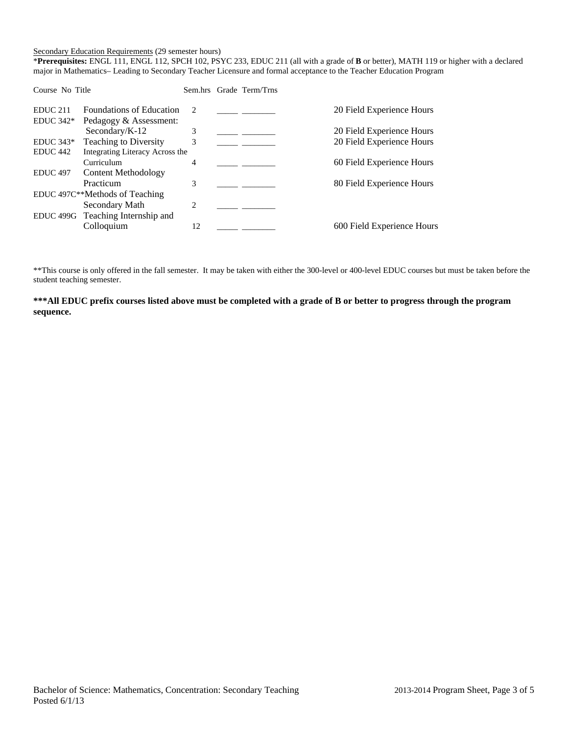Secondary Education Requirements (29 semester hours)

\***Prerequisites:** ENGL 111, ENGL 112, SPCH 102, PSYC 233, EDUC 211 (all with a grade of **B** or better), MATH 119 or higher with a declared major in Mathematics– Leading to Secondary Teacher Licensure and formal acceptance to the Teacher Education Program

| Course No | Title | Sem.hrs | Grade | Term/Trns | |
|---|---|---|---|---|---|
| EDUC 211 | Foundations of Education | 2 | _____ | ________ | 20 Field Experience Hours |
| EDUC 342* | Pedagogy & Assessment: Secondary/K-12 | 3 | _____ | ________ | 20 Field Experience Hours |
| EDUC 343* | Teaching to Diversity | 3 | _____ | ________ | 20 Field Experience Hours |
| EDUC 442 | Integrating Literacy Across the Curriculum | 4 | _____ | ________ | 60 Field Experience Hours |
| EDUC 497 | Content Methodology Practicum | 3 | _____ | ________ | 80 Field Experience Hours |
| EDUC 497C** | Methods of Teaching Secondary Math | 2 | _____ | ________ | |
| EDUC 499G | Teaching Internship and Colloquium | 12 | _____ | ________ | 600 Field Experience Hours |

**This course is only offered in the fall semester. It may be taken with either the 300-level or 400-level EDUC courses but must be taken before the student teaching semester.

**\*\*\*All EDUC prefix courses listed above must be completed with a grade of B or better to progress through the program sequence.**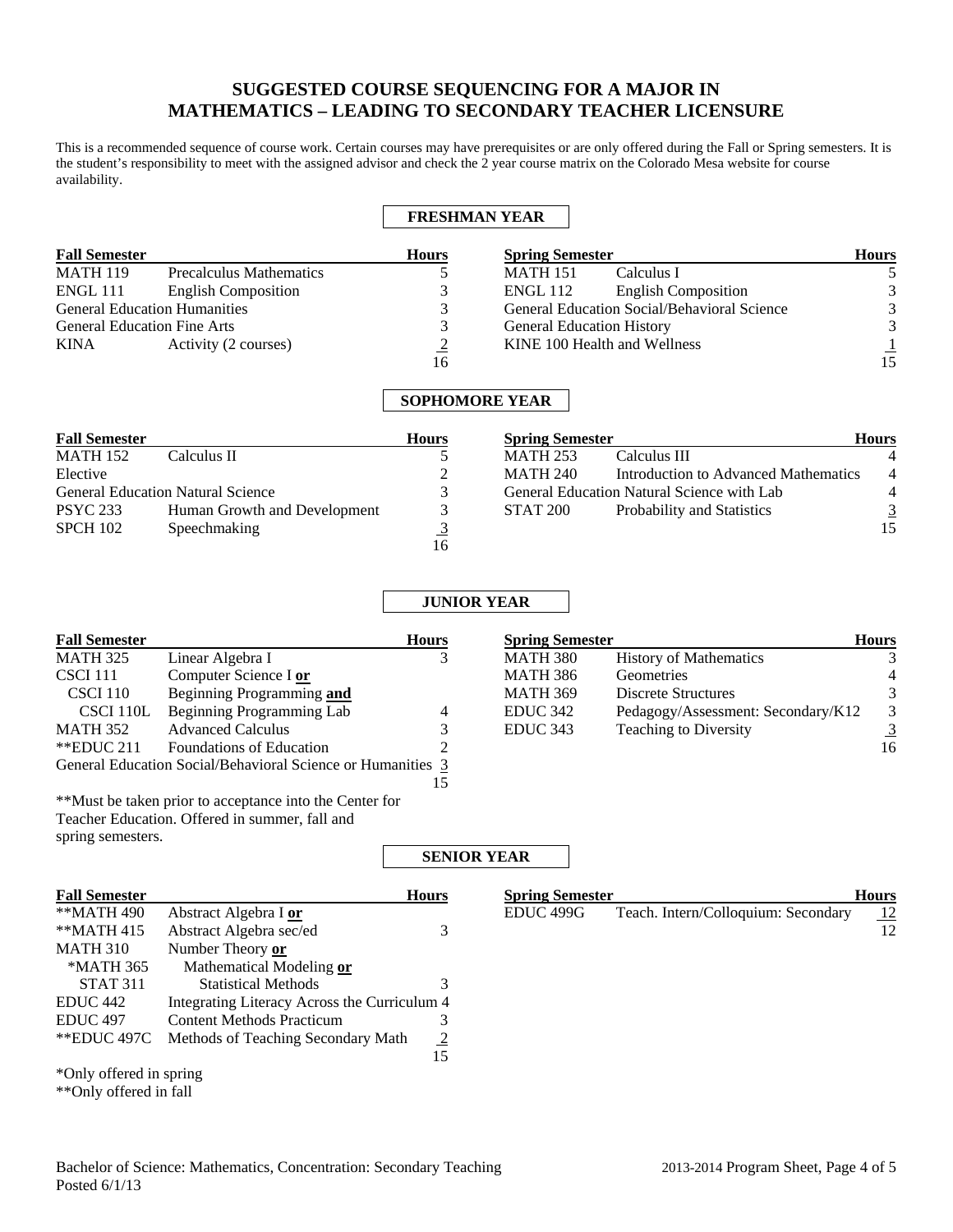# SUGGESTED COURSE SEQUENCING FOR A MAJOR IN MATHEMATICS – LEADING TO SECONDARY TEACHER LICENSURE

This is a recommended sequence of course work. Certain courses may have prerequisites or are only offered during the Fall or Spring semesters. It is the student's responsibility to meet with the assigned advisor and check the 2 year course matrix on the Colorado Mesa website for course availability.

## FRESHMAN YEAR

| Fall Semester | | Hours |
|---|---|---|
| MATH 119 | Precalculus Mathematics | 5 |
| ENGL 111 | English Composition | 3 |
| General Education Humanities | | 3 |
| General Education Fine Arts | | 3 |
| KINA | Activity (2 courses) | 2 |
| | | 16 |

| Spring Semester | | Hours |
|---|---|---|
| MATH 151 | Calculus I | 5 |
| ENGL 112 | English Composition | 3 |
| General Education Social/Behavioral Science | | 3 |
| General Education History | | 3 |
| KINE 100 Health and Wellness | | 1 |
| | | 15 |

## SOPHOMORE YEAR

| Fall Semester | | Hours |
|---|---|---|
| MATH 152 | Calculus II | 5 |
| Elective | | 2 |
| General Education Natural Science | | 3 |
| PSYC 233 | Human Growth and Development | 3 |
| SPCH 102 | Speechmaking | 3 |
| | | 16 |

| Spring Semester | | Hours |
|---|---|---|
| MATH 253 | Calculus III | 4 |
| MATH 240 | Introduction to Advanced Mathematics | 4 |
| General Education Natural Science with Lab | | 4 |
| STAT 200 | Probability and Statistics | 3 |
| | | 15 |

## JUNIOR YEAR

| Fall Semester | | Hours |
|---|---|---|
| MATH 325 | Linear Algebra I | 3 |
| CSCI 111 | Computer Science I **or** | |
| CSCI 110 | Beginning Programming **and** | |
| CSCI 110L | Beginning Programming Lab | 4 |
| MATH 352 | Advanced Calculus | 3 |
| **EDUC 211 | Foundations of Education | 2 |
| General Education Social/Behavioral Science or Humanities | | 3 |
| | | 15 |

**Must be taken prior to acceptance into the Center for Teacher Education. Offered in summer, fall and spring semesters.

| Spring Semester | | Hours |
|---|---|---|
| MATH 380 | History of Mathematics | 3 |
| MATH 386 | Geometries | 4 |
| MATH 369 | Discrete Structures | 3 |
| EDUC 342 | Pedagogy/Assessment: Secondary/K12 | 3 |
| EDUC 343 | Teaching to Diversity | 3 |
| | | 16 |

## SENIOR YEAR

| Fall Semester | | Hours |
|---|---|---|
| **MATH 490 | Abstract Algebra I **or** | |
| **MATH 415 | Abstract Algebra sec/ed | 3 |
| MATH 310 | Number Theory **or** | |
| *MATH 365 | Mathematical Modeling **or** | |
| STAT 311 | Statistical Methods | 3 |
| EDUC 442 | Integrating Literacy Across the Curriculum | 4 |
| EDUC 497 | Content Methods Practicum | 3 |
| **EDUC 497C | Methods of Teaching Secondary Math | 2 |
| | | 15 |

*Only offered in spring
**Only offered in fall

| Spring Semester | | Hours |
|---|---|---|
| EDUC 499G | Teach. Intern/Colloquium: Secondary | 12 |
| | | 12 |

Bachelor of Science: Mathematics, Concentration: Secondary Teaching
Posted 6/1/13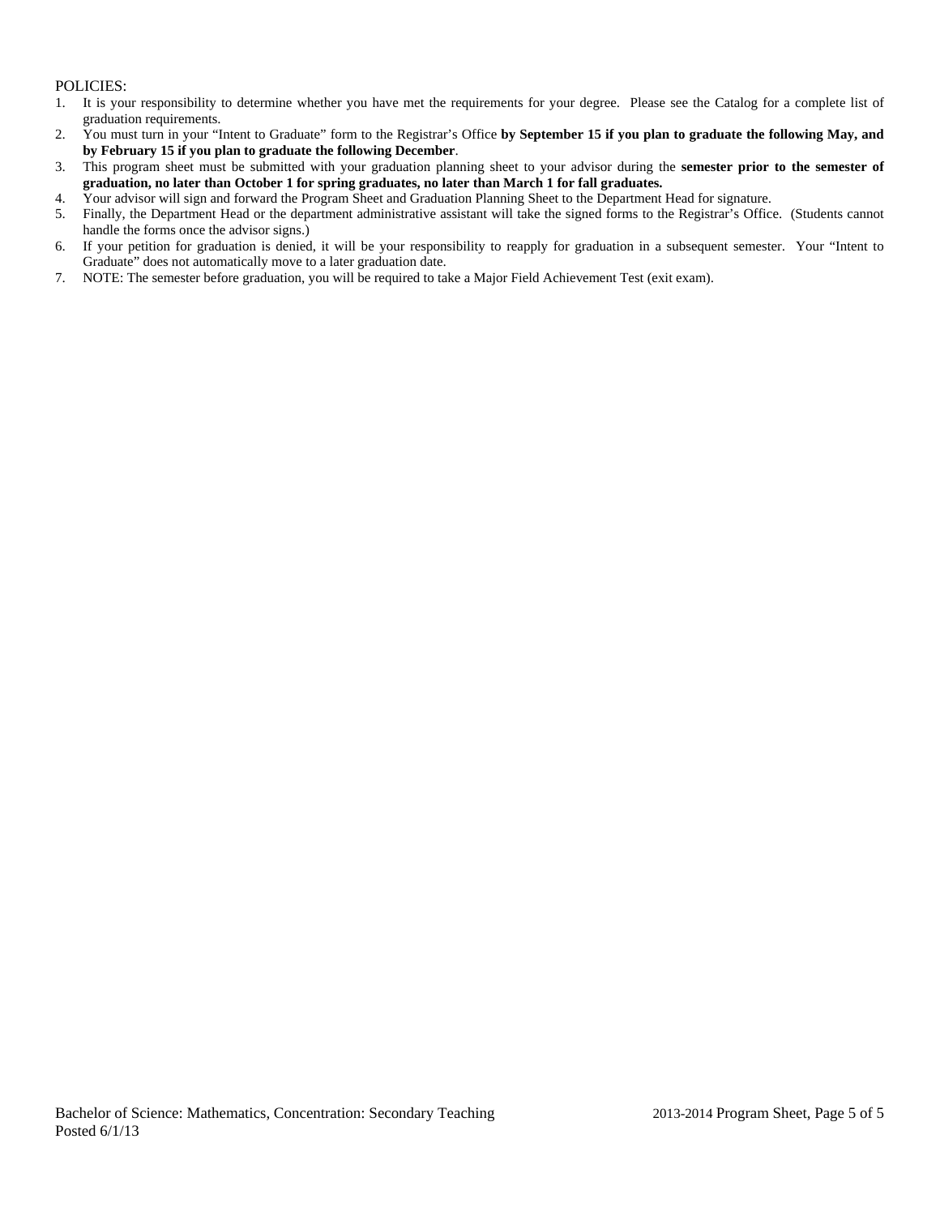POLICIES:

1. It is your responsibility to determine whether you have met the requirements for your degree. Please see the Catalog for a complete list of graduation requirements.
2. You must turn in your "Intent to Graduate" form to the Registrar's Office **by September 15 if you plan to graduate the following May, and by February 15 if you plan to graduate the following December**.
3. This program sheet must be submitted with your graduation planning sheet to your advisor during the **semester prior to the semester of graduation, no later than October 1 for spring graduates, no later than March 1 for fall graduates.**
4. Your advisor will sign and forward the Program Sheet and Graduation Planning Sheet to the Department Head for signature.
5. Finally, the Department Head or the department administrative assistant will take the signed forms to the Registrar's Office. (Students cannot handle the forms once the advisor signs.)
6. If your petition for graduation is denied, it will be your responsibility to reapply for graduation in a subsequent semester. Your "Intent to Graduate" does not automatically move to a later graduation date.
7. NOTE: The semester before graduation, you will be required to take a Major Field Achievement Test (exit exam).